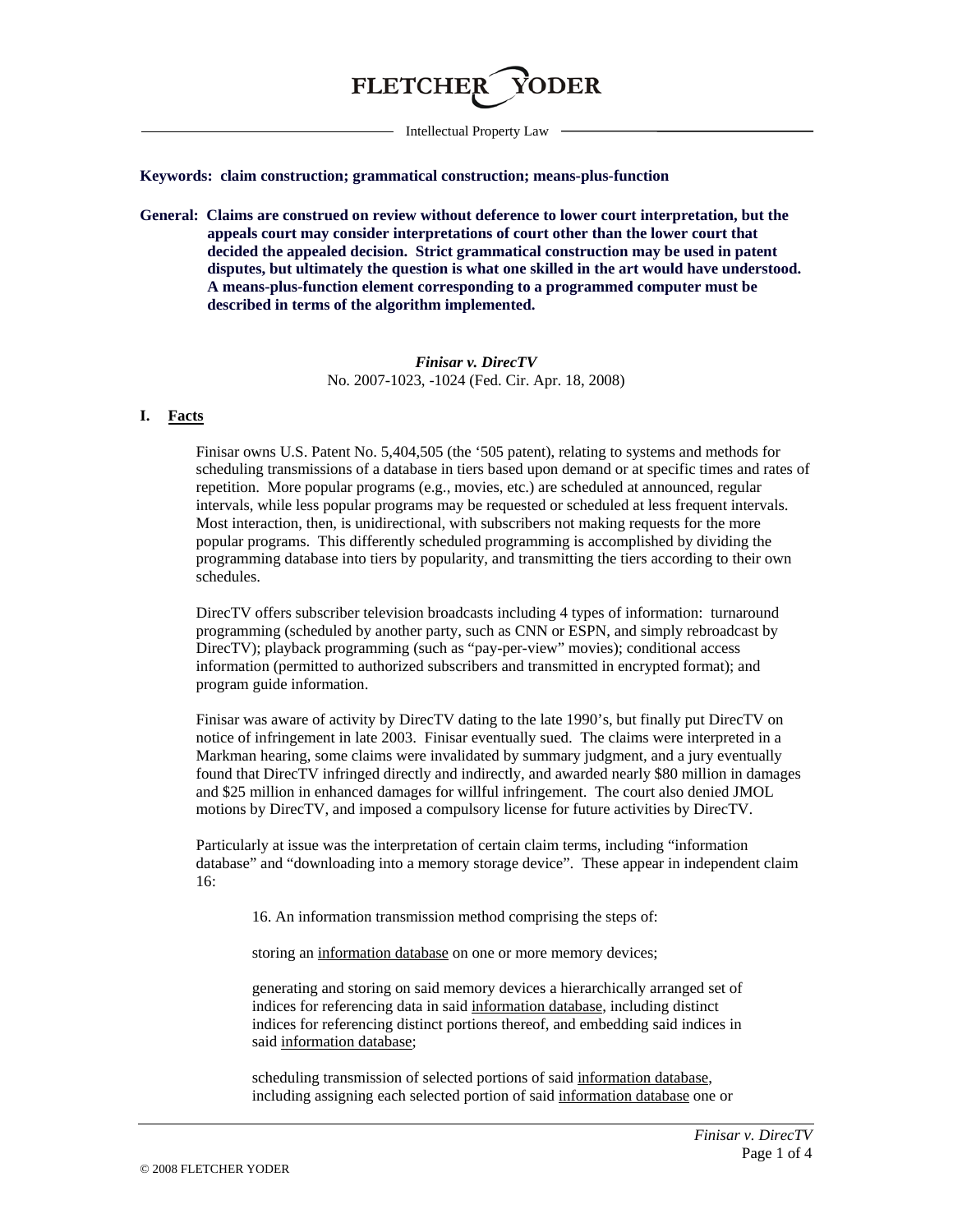**Keywords: claim construction; grammatical construction; means-plus-function**

**General: Claims are construed on review without deference to lower court interpretation, but the appeals court may consider interpretations of court other than the lower court that decided the appealed decision. Strict grammatical construction may be used in patent disputes, but ultimately the question is what one skilled in the art would have understood. A means-plus-function element corresponding to a programmed computer must be described in terms of the algorithm implemented.**

***Finisar v. DirecTV***
No. 2007-1023, -1024 (Fed. Cir. Apr. 18, 2008)

## I. Facts

Finisar owns U.S. Patent No. 5,404,505 (the '505 patent), relating to systems and methods for scheduling transmissions of a database in tiers based upon demand or at specific times and rates of repetition. More popular programs (e.g., movies, etc.) are scheduled at announced, regular intervals, while less popular programs may be requested or scheduled at less frequent intervals. Most interaction, then, is unidirectional, with subscribers not making requests for the more popular programs. This differently scheduled programming is accomplished by dividing the programming database into tiers by popularity, and transmitting the tiers according to their own schedules.

DirecTV offers subscriber television broadcasts including 4 types of information: turnaround programming (scheduled by another party, such as CNN or ESPN, and simply rebroadcast by DirecTV); playback programming (such as "pay-per-view" movies); conditional access information (permitted to authorized subscribers and transmitted in encrypted format); and program guide information.

Finisar was aware of activity by DirecTV dating to the late 1990's, but finally put DirecTV on notice of infringement in late 2003. Finisar eventually sued. The claims were interpreted in a Markman hearing, some claims were invalidated by summary judgment, and a jury eventually found that DirecTV infringed directly and indirectly, and awarded nearly $80 million in damages and $25 million in enhanced damages for willful infringement. The court also denied JMOL motions by DirecTV, and imposed a compulsory license for future activities by DirecTV.

Particularly at issue was the interpretation of certain claim terms, including "information database" and "downloading into a memory storage device". These appear in independent claim 16:

> 16. An information transmission method comprising the steps of:
>
> storing an <u>information database</u> on one or more memory devices;
>
> generating and storing on said memory devices a hierarchically arranged set of indices for referencing data in said <u>information database</u>, including distinct indices for referencing distinct portions thereof, and embedding said indices in said <u>information database</u>;
>
> scheduling transmission of selected portions of said <u>information database</u>, including assigning each selected portion of said <u>information database</u> one or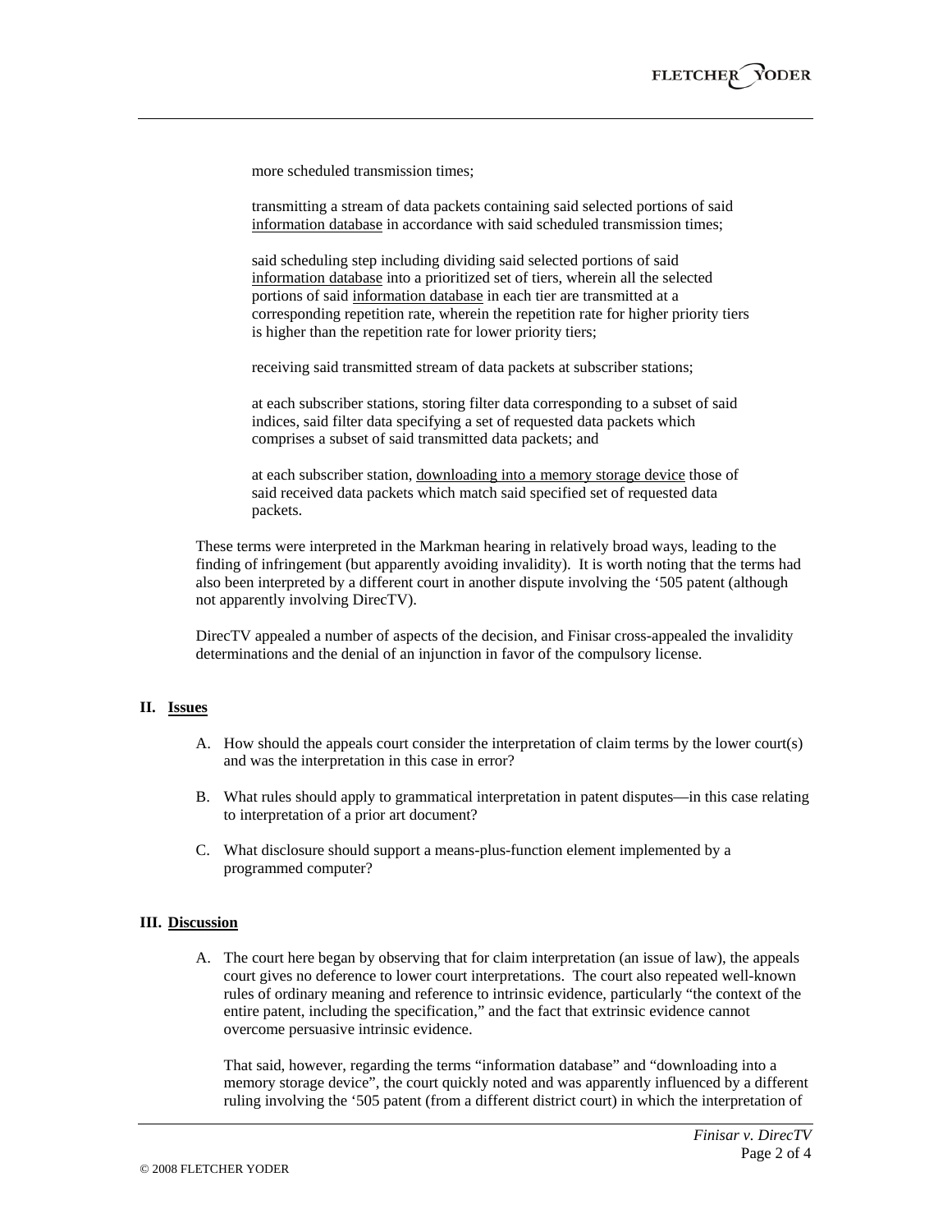more scheduled transmission times;

transmitting a stream of data packets containing said selected portions of said <u>information database</u> in accordance with said scheduled transmission times;

said scheduling step including dividing said selected portions of said <u>information database</u> into a prioritized set of tiers, wherein all the selected portions of said <u>information database</u> in each tier are transmitted at a corresponding repetition rate, wherein the repetition rate for higher priority tiers is higher than the repetition rate for lower priority tiers;

receiving said transmitted stream of data packets at subscriber stations;

at each subscriber stations, storing filter data corresponding to a subset of said indices, said filter data specifying a set of requested data packets which comprises a subset of said transmitted data packets; and

at each subscriber station, <u>downloading into a memory storage device</u> those of said received data packets which match said specified set of requested data packets.

These terms were interpreted in the Markman hearing in relatively broad ways, leading to the finding of infringement (but apparently avoiding invalidity). It is worth noting that the terms had also been interpreted by a different court in another dispute involving the '505 patent (although not apparently involving DirecTV).

DirecTV appealed a number of aspects of the decision, and Finisar cross-appealed the invalidity determinations and the denial of an injunction in favor of the compulsory license.

## II. Issues

A. How should the appeals court consider the interpretation of claim terms by the lower court(s) and was the interpretation in this case in error?

B. What rules should apply to grammatical interpretation in patent disputes—in this case relating to interpretation of a prior art document?

C. What disclosure should support a means-plus-function element implemented by a programmed computer?

## III. Discussion

A. The court here began by observing that for claim interpretation (an issue of law), the appeals court gives no deference to lower court interpretations. The court also repeated well-known rules of ordinary meaning and reference to intrinsic evidence, particularly "the context of the entire patent, including the specification," and the fact that extrinsic evidence cannot overcome persuasive intrinsic evidence.

That said, however, regarding the terms "information database" and "downloading into a memory storage device", the court quickly noted and was apparently influenced by a different ruling involving the '505 patent (from a different district court) in which the interpretation of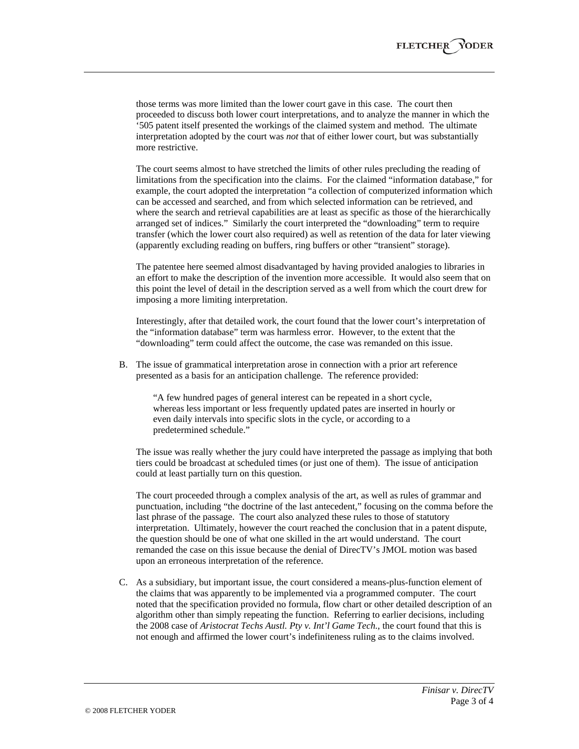those terms was more limited than the lower court gave in this case. The court then proceeded to discuss both lower court interpretations, and to analyze the manner in which the '505 patent itself presented the workings of the claimed system and method. The ultimate interpretation adopted by the court was *not* that of either lower court, but was substantially more restrictive.

The court seems almost to have stretched the limits of other rules precluding the reading of limitations from the specification into the claims. For the claimed "information database," for example, the court adopted the interpretation "a collection of computerized information which can be accessed and searched, and from which selected information can be retrieved, and where the search and retrieval capabilities are at least as specific as those of the hierarchically arranged set of indices." Similarly the court interpreted the "downloading" term to require transfer (which the lower court also required) as well as retention of the data for later viewing (apparently excluding reading on buffers, ring buffers or other "transient" storage).

The patentee here seemed almost disadvantaged by having provided analogies to libraries in an effort to make the description of the invention more accessible. It would also seem that on this point the level of detail in the description served as a well from which the court drew for imposing a more limiting interpretation.

Interestingly, after that detailed work, the court found that the lower court's interpretation of the "information database" term was harmless error. However, to the extent that the "downloading" term could affect the outcome, the case was remanded on this issue.

B. The issue of grammatical interpretation arose in connection with a prior art reference presented as a basis for an anticipation challenge. The reference provided:

> "A few hundred pages of general interest can be repeated in a short cycle, whereas less important or less frequently updated pates are inserted in hourly or even daily intervals into specific slots in the cycle, or according to a predetermined schedule."

The issue was really whether the jury could have interpreted the passage as implying that both tiers could be broadcast at scheduled times (or just one of them). The issue of anticipation could at least partially turn on this question.

The court proceeded through a complex analysis of the art, as well as rules of grammar and punctuation, including "the doctrine of the last antecedent," focusing on the comma before the last phrase of the passage. The court also analyzed these rules to those of statutory interpretation. Ultimately, however the court reached the conclusion that in a patent dispute, the question should be one of what one skilled in the art would understand. The court remanded the case on this issue because the denial of DirecTV's JMOL motion was based upon an erroneous interpretation of the reference.

C. As a subsidiary, but important issue, the court considered a means-plus-function element of the claims that was apparently to be implemented via a programmed computer. The court noted that the specification provided no formula, flow chart or other detailed description of an algorithm other than simply repeating the function. Referring to earlier decisions, including the 2008 case of *Aristocrat Techs Austl. Pty v. Int'l Game Tech.*, the court found that this is not enough and affirmed the lower court's indefiniteness ruling as to the claims involved.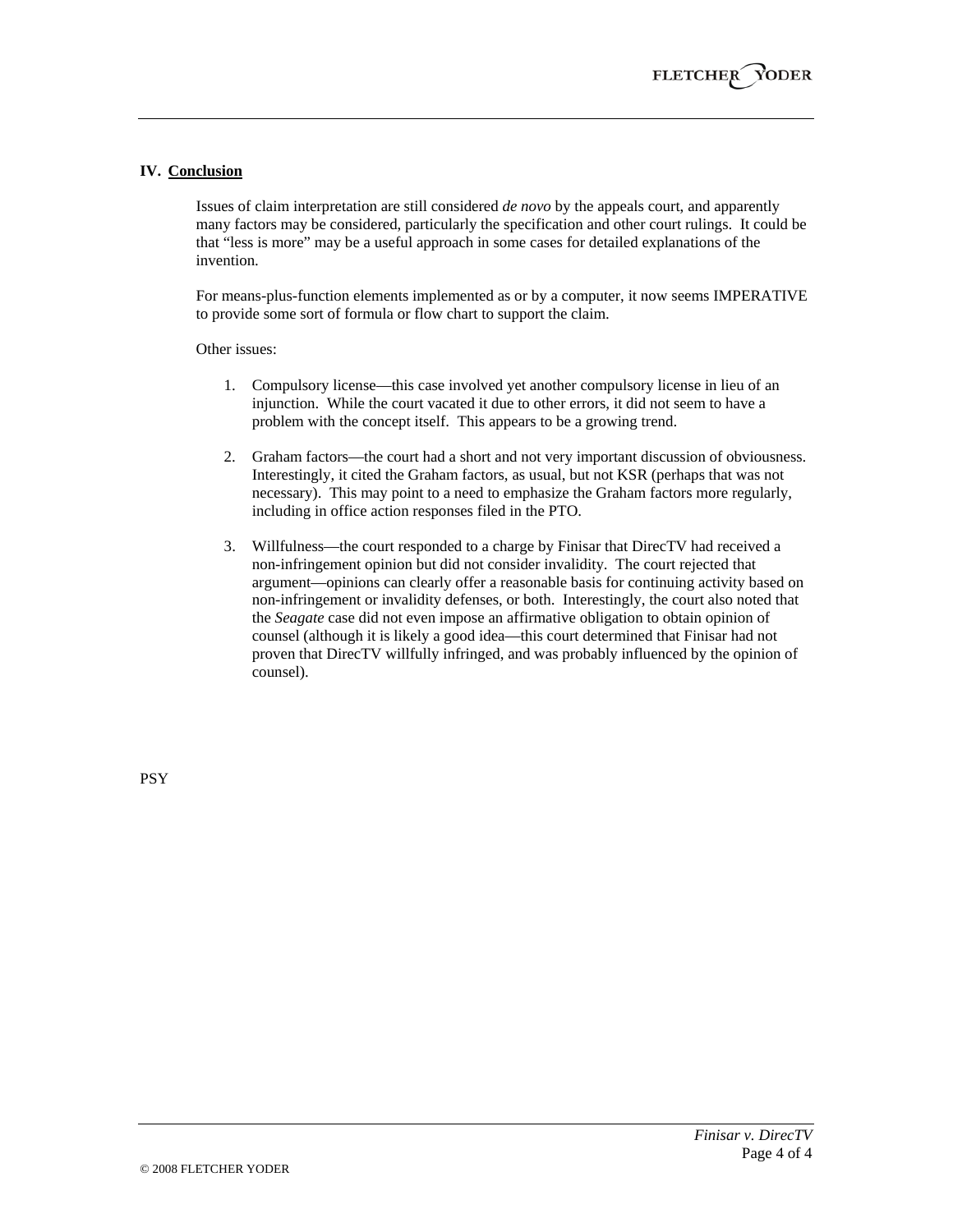## IV. <u>Conclusion</u>

Issues of claim interpretation are still considered *de novo* by the appeals court, and apparently many factors may be considered, particularly the specification and other court rulings. It could be that "less is more" may be a useful approach in some cases for detailed explanations of the invention.

For means-plus-function elements implemented as or by a computer, it now seems IMPERATIVE to provide some sort of formula or flow chart to support the claim.

Other issues:

1. Compulsory license—this case involved yet another compulsory license in lieu of an injunction. While the court vacated it due to other errors, it did not seem to have a problem with the concept itself. This appears to be a growing trend.

2. Graham factors—the court had a short and not very important discussion of obviousness. Interestingly, it cited the Graham factors, as usual, but not KSR (perhaps that was not necessary). This may point to a need to emphasize the Graham factors more regularly, including in office action responses filed in the PTO.

3. Willfulness—the court responded to a charge by Finisar that DirecTV had received a non-infringement opinion but did not consider invalidity. The court rejected that argument—opinions can clearly offer a reasonable basis for continuing activity based on non-infringement or invalidity defenses, or both. Interestingly, the court also noted that the *Seagate* case did not even impose an affirmative obligation to obtain opinion of counsel (although it is likely a good idea—this court determined that Finisar had not proven that DirecTV willfully infringed, and was probably influenced by the opinion of counsel).

PSY